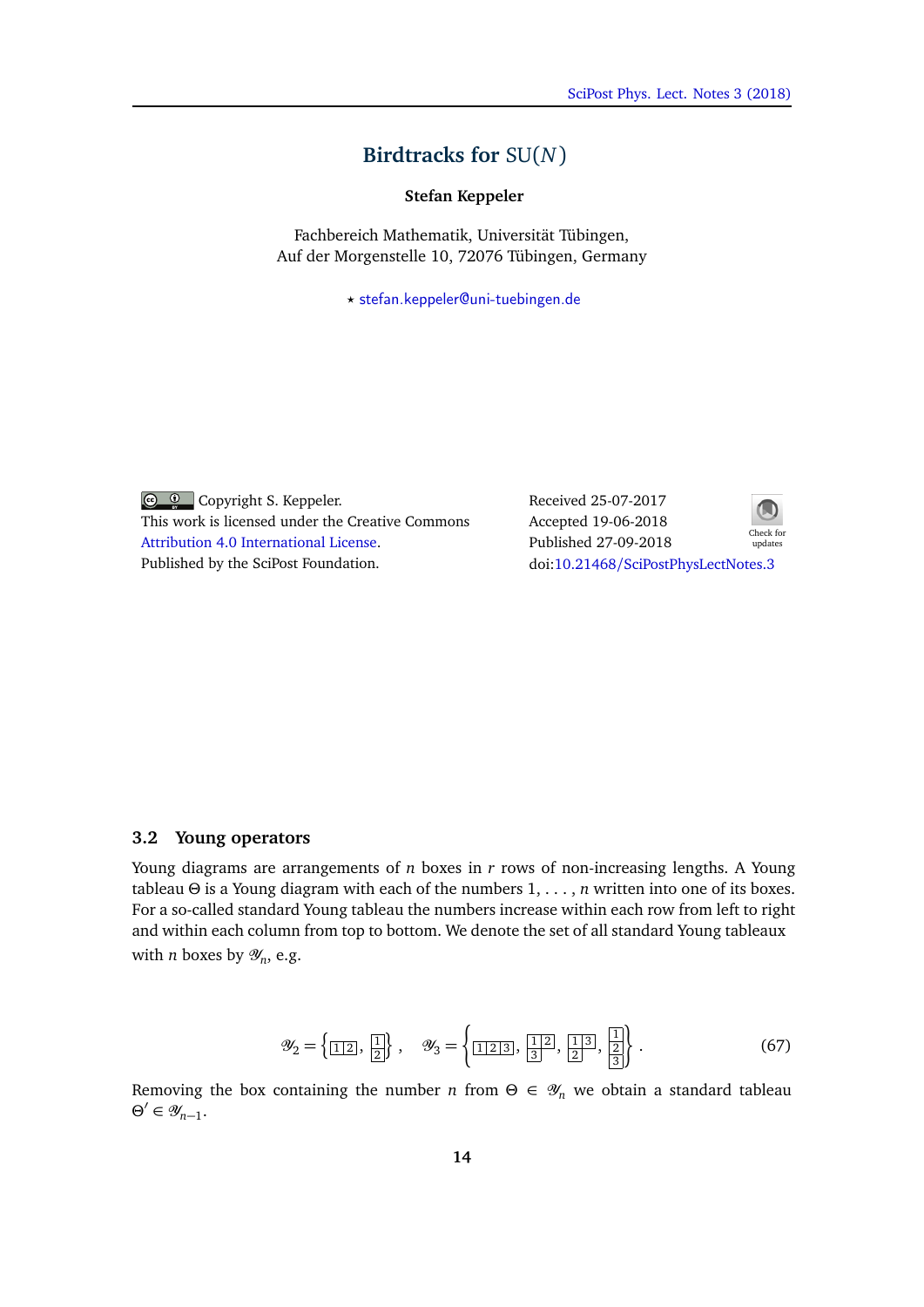# Birdtracks for SU($N$)

**Stefan Keppeler**

Fachbereich Mathematik, Universität Tübingen,
Auf der Morgenstelle 10, 72076 Tübingen, Germany

⋆ stefan.keppeler@uni-tuebingen.de

Copyright S. Keppeler.
This work is licensed under the Creative Commons
Attribution 4.0 International License.
Published by the SciPost Foundation.

Received 25-07-2017
Accepted 19-06-2018
Published 27-09-2018
doi:10.21468/SciPostPhysLectNotes.3

### 3.2 Young operators

Young diagrams are arrangements of $n$ boxes in $r$ rows of non-increasing lengths. A Young tableau $\Theta$ is a Young diagram with each of the numbers $1, \ldots, n$ written into one of its boxes. For a so-called standard Young tableau the numbers increase within each row from left to right and within each column from top to bottom. We denote the set of all standard Young tableaux with $n$ boxes by $\mathscr{Y}_n$, e.g.

$$\mathscr{Y}_2 = \left\{ \boxed{1}\boxed{2}\,,\ \begin{array}{c}\boxed{1}\\\boxed{2}\end{array} \right\}, \quad \mathscr{Y}_3 = \left\{ \boxed{1}\boxed{2}\boxed{3}\,,\ \begin{array}{l}\boxed{1}\boxed{2}\\\boxed{3}\end{array}\,,\ \begin{array}{l}\boxed{1}\boxed{3}\\\boxed{2}\end{array}\,,\ \begin{array}{c}\boxed{1}\\\boxed{2}\\\boxed{3}\end{array} \right\}. \tag{67}$$

Removing the box containing the number $n$ from $\Theta \in \mathscr{Y}_n$ we obtain a standard tableau $\Theta' \in \mathscr{Y}_{n-1}$.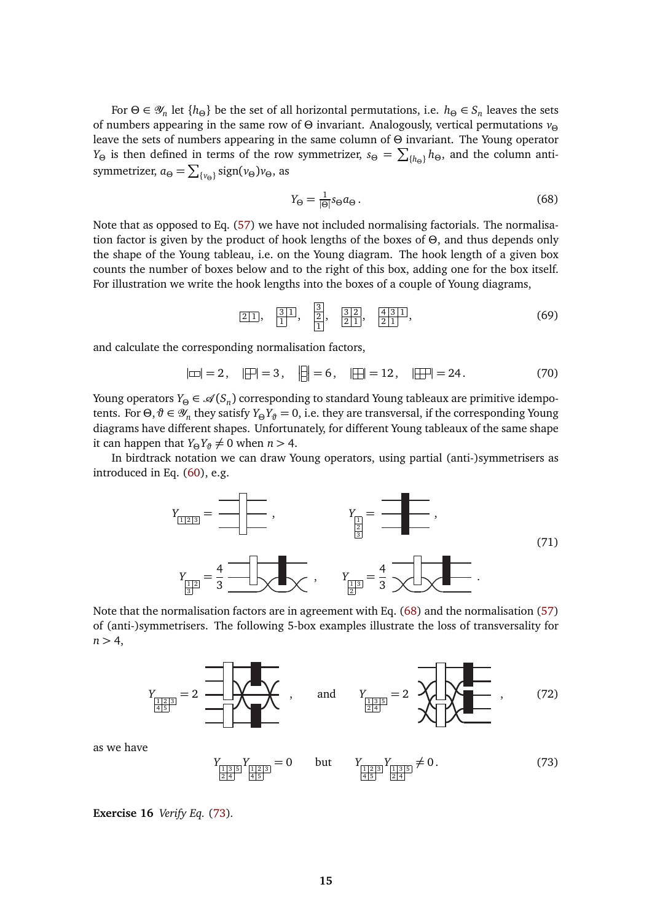For $\Theta \in \mathscr{Y}_n$ let $\{h_\Theta\}$ be the set of all horizontal permutations, i.e. $h_\Theta \in S_n$ leaves the sets of numbers appearing in the same row of $\Theta$ invariant. Analogously, vertical permutations $v_\Theta$ leave the sets of numbers appearing in the same column of $\Theta$ invariant. The Young operator $Y_\Theta$ is then defined in terms of the row symmetrizer, $s_\Theta = \sum_{\{h_\Theta\}} h_\Theta$, and the column anti-symmetrizer, $a_\Theta = \sum_{\{v_\Theta\}} \text{sign}(v_\Theta) v_\Theta$, as

$$Y_\Theta = \tfrac{1}{|\Theta|} s_\Theta a_\Theta \,. \tag{68}$$

Note that as opposed to Eq. (57) we have not included normalising factorials. The normalisation factor is given by the product of hook lengths of the boxes of $\Theta$, and thus depends only the shape of the Young tableau, i.e. on the Young diagram. The hook length of a given box counts the number of boxes below and to the right of this box, adding one for the box itself. For illustration we write the hook lengths into the boxes of a couple of Young diagrams,

$$\begin{array}{|c|c|}\hline 2 & 1 \\ \hline\end{array}\,, \quad \begin{array}{|c|c|}\hline 3 & 1 \\ \hline 1 \\ \cline{1-1}\end{array}\,, \quad \begin{array}{|c|}\hline 3 \\ \hline 2 \\ \hline 1 \\ \hline\end{array}\,, \quad \begin{array}{|c|c|}\hline 3 & 2 \\ \hline 2 & 1 \\ \hline\end{array}\,, \quad \begin{array}{|c|c|c|}\hline 4 & 3 & 1 \\ \hline 2 & 1 \\ \cline{1-2}\end{array}\,, \tag{69}$$

and calculate the corresponding normalisation factors,

$$|\,\square\!\square\,| = 2\,, \quad |\,\text{⊞}'\,| = 3\,, \quad |\,\text{column of 3}\,| = 6\,, \quad |\,\text{⊞}\,| = 12\,, \quad |\,\text{shape } (3,2)\,| = 24\,. \tag{70}$$

Young operators $Y_\Theta \in \mathscr{A}(S_n)$ corresponding to standard Young tableaux are primitive idempotents. For $\Theta, \vartheta \in \mathscr{Y}_n$ they satisfy $Y_\Theta Y_\vartheta = 0$, i.e. they are transversal, if the corresponding Young diagrams have different shapes. Unfortunately, for different Young tableaux of the same shape it can happen that $Y_\Theta Y_\vartheta \neq 0$ when $n > 4$.

In birdtrack notation we can draw Young operators, using partial (anti-)symmetrisers as introduced in Eq. (60), e.g.

$$Y_{\begin{array}{|c|c|c|}\hline 1&2&3\\\hline\end{array}} = \text{[birdtrack]}\,, \qquad Y_{\begin{array}{|c|}\hline 1\\\hline 2\\\hline 3\\\hline\end{array}} = \text{[birdtrack]}\,,$$
$$Y_{\begin{array}{|c|c|}\hline 1&2\\\hline 3\\\cline{1-1}\end{array}} = \frac{4}{3}\,\text{[birdtrack]}\,, \qquad Y_{\begin{array}{|c|c|}\hline 1&3\\\hline 2\\\cline{1-1}\end{array}} = \frac{4}{3}\,\text{[birdtrack]}\,. \tag{71}$$

Note that the normalisation factors are in agreement with Eq. (68) and the normalisation (57) of (anti-)symmetrisers. The following 5-box examples illustrate the loss of transversality for $n > 4$,

$$Y_{\begin{array}{|c|c|c|}\hline 1&2&3\\\hline 4&5\\\cline{1-2}\end{array}} = 2\,\text{[birdtrack]}\,, \quad \text{and} \quad Y_{\begin{array}{|c|c|c|}\hline 1&3&5\\\hline 2&4\\\cline{1-2}\end{array}} = 2\,\text{[birdtrack]}\,, \tag{72}$$

as we have

$$Y_{\begin{array}{|c|c|c|}\hline 1&3&5\\\hline 2&4\\\cline{1-2}\end{array}} Y_{\begin{array}{|c|c|c|}\hline 1&2&3\\\hline 4&5\\\cline{1-2}\end{array}} = 0 \qquad \text{but} \qquad Y_{\begin{array}{|c|c|c|}\hline 1&2&3\\\hline 4&5\\\cline{1-2}\end{array}} Y_{\begin{array}{|c|c|c|}\hline 1&3&5\\\hline 2&4\\\cline{1-2}\end{array}} \neq 0\,. \tag{73}$$

**Exercise 16** *Verify Eq. (73).*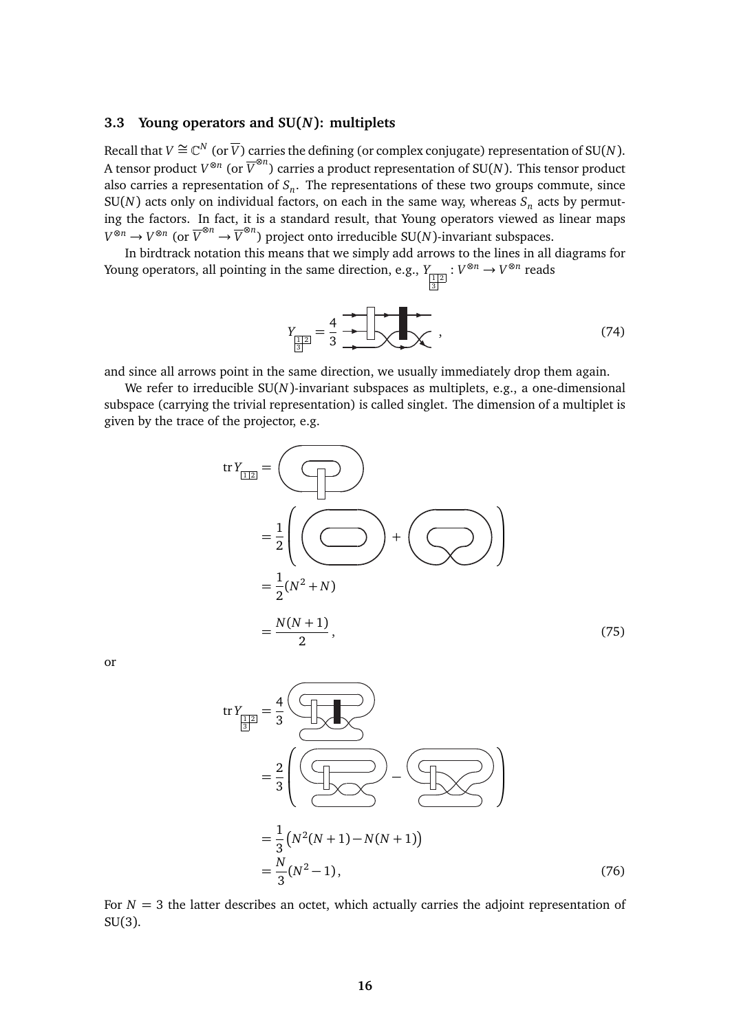### 3.3 Young operators and SU($N$): multiplets

Recall that $V \cong \mathbb{C}^N$ (or $\overline{V}$) carries the defining (or complex conjugate) representation of SU($N$). A tensor product $V^{\otimes n}$ (or $\overline{V}^{\otimes n}$) carries a product representation of SU($N$). This tensor product also carries a representation of $S_n$. The representations of these two groups commute, since SU($N$) acts only on individual factors, on each in the same way, whereas $S_n$ acts by permuting the factors. In fact, it is a standard result, that Young operators viewed as linear maps $V^{\otimes n} \to V^{\otimes n}$ (or $\overline{V}^{\otimes n} \to \overline{V}^{\otimes n}$) project onto irreducible SU($N$)-invariant subspaces.

In birdtrack notation this means that we simply add arrows to the lines in all diagrams for Young operators, all pointing in the same direction, e.g., $Y_{\begin{smallmatrix}1&2\\3\end{smallmatrix}} : V^{\otimes n} \to V^{\otimes n}$ reads

$$Y_{\begin{smallmatrix}1&2\\3\end{smallmatrix}} = \frac{4}{3} \quad [\text{birdtrack diagram}] \,, \tag{74}$$

and since all arrows point in the same direction, we usually immediately drop them again.

We refer to irreducible SU($N$)-invariant subspaces as multiplets, e.g., a one-dimensional subspace (carrying the trivial representation) is called singlet. The dimension of a multiplet is given by the trace of the projector, e.g.

$$\begin{aligned}
\operatorname{tr} Y_{\begin{smallmatrix}1&2\end{smallmatrix}} &= [\text{birdtrack diagram}] \\
&= \frac{1}{2}\left( [\text{diagram}] + [\text{diagram}] \right) \\
&= \frac{1}{2}(N^2 + N) \\
&= \frac{N(N+1)}{2} \,,
\end{aligned} \tag{75}$$

or

$$\begin{aligned}
\operatorname{tr} Y_{\begin{smallmatrix}1&2\\3\end{smallmatrix}} &= \frac{4}{3} [\text{birdtrack diagram}] \\
&= \frac{2}{3}\left( [\text{diagram}] - [\text{diagram}] \right) \\
&= \frac{1}{3}\left(N^2(N+1) - N(N+1)\right) \\
&= \frac{N}{3}(N^2 - 1) \,,
\end{aligned} \tag{76}$$

For $N = 3$ the latter describes an octet, which actually carries the adjoint representation of SU(3).